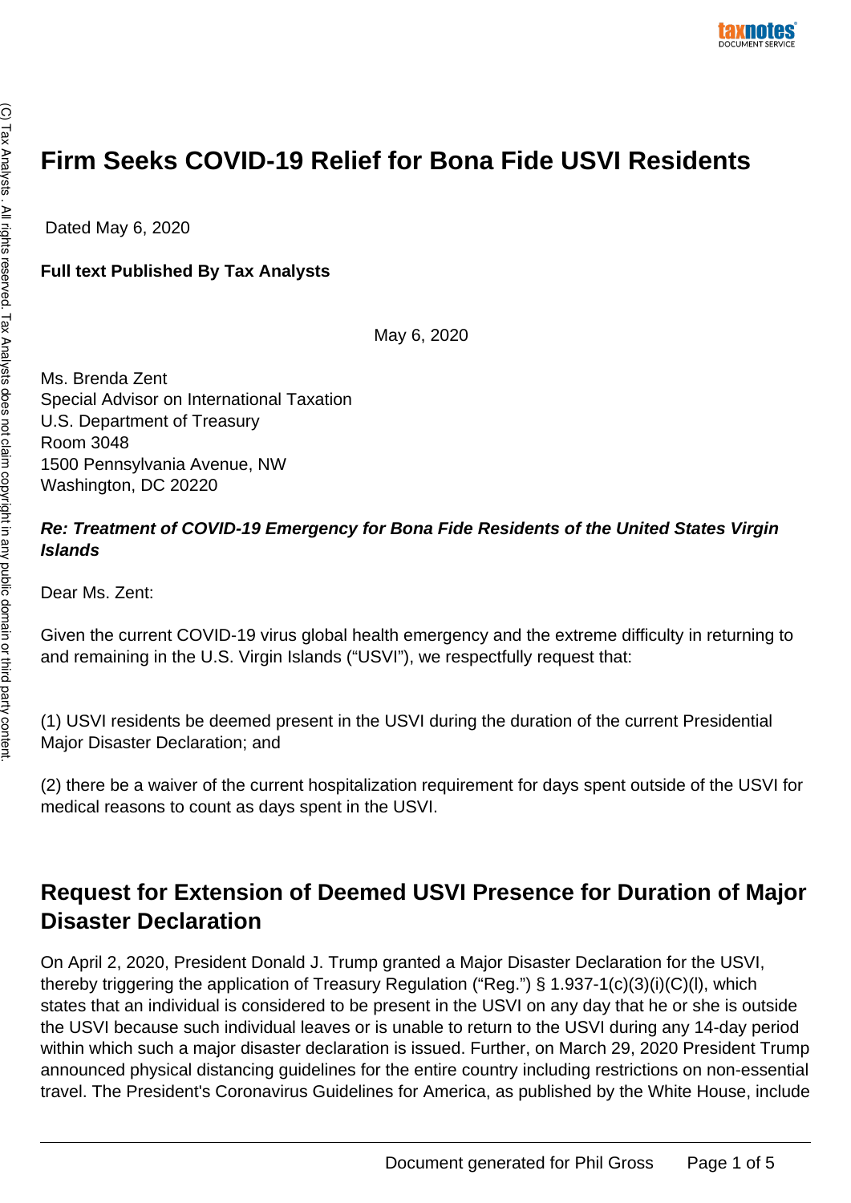# Firm Seeks COVID-19 Relief for Bona Fide USVI Residents

Dated May 6, 2020

**Full text Published By Tax Analysts**

May 6, 2020

Ms. Brenda Zent
Special Advisor on International Taxation
U.S. Department of Treasury
Room 3048
1500 Pennsylvania Avenue, NW
Washington, DC 20220

***Re: Treatment of COVID-19 Emergency for Bona Fide Residents of the United States Virgin Islands***

Dear Ms. Zent:

Given the current COVID-19 virus global health emergency and the extreme difficulty in returning to and remaining in the U.S. Virgin Islands ("USVI"), we respectfully request that:

(1) USVI residents be deemed present in the USVI during the duration of the current Presidential Major Disaster Declaration; and

(2) there be a waiver of the current hospitalization requirement for days spent outside of the USVI for medical reasons to count as days spent in the USVI.

## Request for Extension of Deemed USVI Presence for Duration of Major Disaster Declaration

On April 2, 2020, President Donald J. Trump granted a Major Disaster Declaration for the USVI, thereby triggering the application of Treasury Regulation ("Reg.") § 1.937-1(c)(3)(i)(C)(l), which states that an individual is considered to be present in the USVI on any day that he or she is outside the USVI because such individual leaves or is unable to return to the USVI during any 14-day period within which such a major disaster declaration is issued. Further, on March 29, 2020 President Trump announced physical distancing guidelines for the entire country including restrictions on non-essential travel. The President's Coronavirus Guidelines for America, as published by the White House, include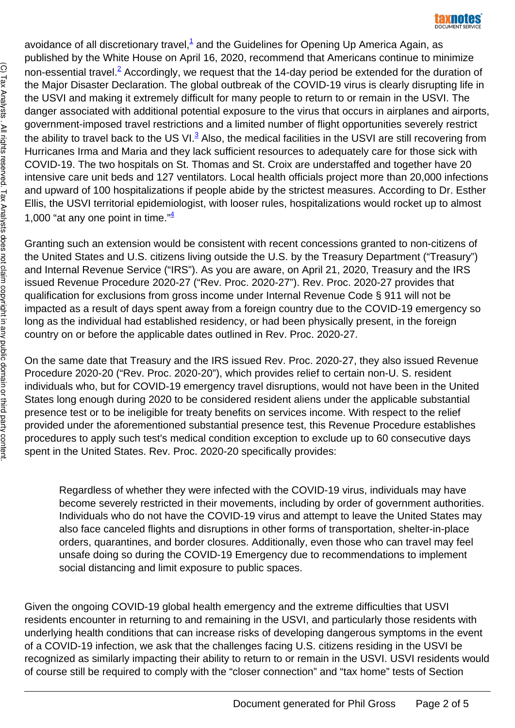avoidance of all discretionary travel,[1] and the Guidelines for Opening Up America Again, as published by the White House on April 16, 2020, recommend that Americans continue to minimize non-essential travel.[2] Accordingly, we request that the 14-day period be extended for the duration of the Major Disaster Declaration. The global outbreak of the COVID-19 virus is clearly disrupting life in the USVI and making it extremely difficult for many people to return to or remain in the USVI. The danger associated with additional potential exposure to the virus that occurs in airplanes and airports, government-imposed travel restrictions and a limited number of flight opportunities severely restrict the ability to travel back to the US VI.[3] Also, the medical facilities in the USVI are still recovering from Hurricanes Irma and Maria and they lack sufficient resources to adequately care for those sick with COVID-19. The two hospitals on St. Thomas and St. Croix are understaffed and together have 20 intensive care unit beds and 127 ventilators. Local health officials project more than 20,000 infections and upward of 100 hospitalizations if people abide by the strictest measures. According to Dr. Esther Ellis, the USVI territorial epidemiologist, with looser rules, hospitalizations would rocket up to almost 1,000 "at any one point in time."[4]

Granting such an extension would be consistent with recent concessions granted to non-citizens of the United States and U.S. citizens living outside the U.S. by the Treasury Department ("Treasury") and Internal Revenue Service ("IRS"). As you are aware, on April 21, 2020, Treasury and the IRS issued Revenue Procedure 2020-27 ("Rev. Proc. 2020-27"). Rev. Proc. 2020-27 provides that qualification for exclusions from gross income under Internal Revenue Code § 911 will not be impacted as a result of days spent away from a foreign country due to the COVID-19 emergency so long as the individual had established residency, or had been physically present, in the foreign country on or before the applicable dates outlined in Rev. Proc. 2020-27.

On the same date that Treasury and the IRS issued Rev. Proc. 2020-27, they also issued Revenue Procedure 2020-20 ("Rev. Proc. 2020-20"), which provides relief to certain non-U. S. resident individuals who, but for COVID-19 emergency travel disruptions, would not have been in the United States long enough during 2020 to be considered resident aliens under the applicable substantial presence test or to be ineligible for treaty benefits on services income. With respect to the relief provided under the aforementioned substantial presence test, this Revenue Procedure establishes procedures to apply such test's medical condition exception to exclude up to 60 consecutive days spent in the United States. Rev. Proc. 2020-20 specifically provides:

> Regardless of whether they were infected with the COVID-19 virus, individuals may have become severely restricted in their movements, including by order of government authorities. Individuals who do not have the COVID-19 virus and attempt to leave the United States may also face canceled flights and disruptions in other forms of transportation, shelter-in-place orders, quarantines, and border closures. Additionally, even those who can travel may feel unsafe doing so during the COVID-19 Emergency due to recommendations to implement social distancing and limit exposure to public spaces.

Given the ongoing COVID-19 global health emergency and the extreme difficulties that USVI residents encounter in returning to and remaining in the USVI, and particularly those residents with underlying health conditions that can increase risks of developing dangerous symptoms in the event of a COVID-19 infection, we ask that the challenges facing U.S. citizens residing in the USVI be recognized as similarly impacting their ability to return to or remain in the USVI. USVI residents would of course still be required to comply with the "closer connection" and "tax home" tests of Section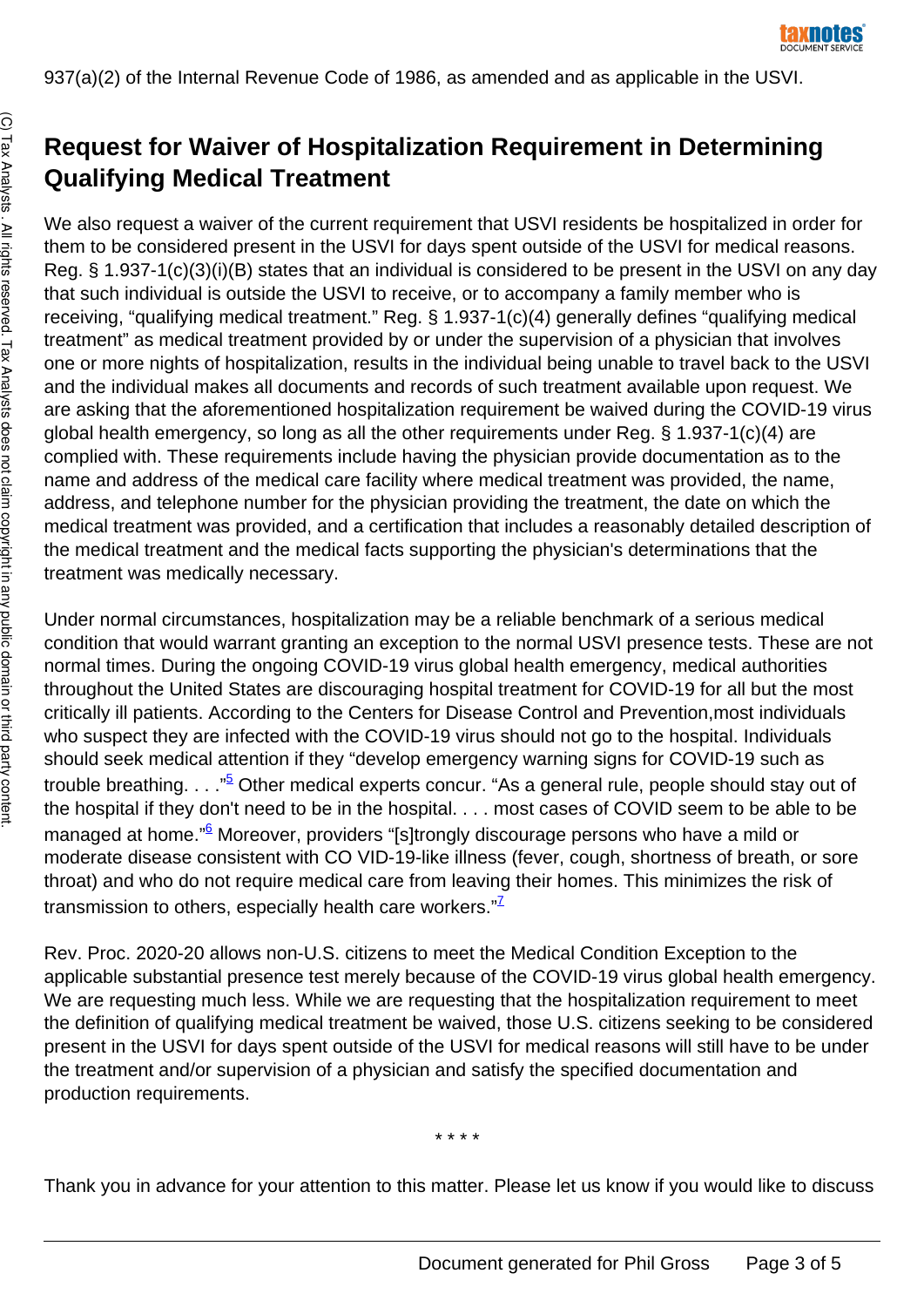937(a)(2) of the Internal Revenue Code of 1986, as amended and as applicable in the USVI.

## Request for Waiver of Hospitalization Requirement in Determining Qualifying Medical Treatment

We also request a waiver of the current requirement that USVI residents be hospitalized in order for them to be considered present in the USVI for days spent outside of the USVI for medical reasons. Reg. § 1.937-1(c)(3)(i)(B) states that an individual is considered to be present in the USVI on any day that such individual is outside the USVI to receive, or to accompany a family member who is receiving, "qualifying medical treatment." Reg. § 1.937-1(c)(4) generally defines "qualifying medical treatment" as medical treatment provided by or under the supervision of a physician that involves one or more nights of hospitalization, results in the individual being unable to travel back to the USVI and the individual makes all documents and records of such treatment available upon request. We are asking that the aforementioned hospitalization requirement be waived during the COVID-19 virus global health emergency, so long as all the other requirements under Reg. § 1.937-1(c)(4) are complied with. These requirements include having the physician provide documentation as to the name and address of the medical care facility where medical treatment was provided, the name, address, and telephone number for the physician providing the treatment, the date on which the medical treatment was provided, and a certification that includes a reasonably detailed description of the medical treatment and the medical facts supporting the physician's determinations that the treatment was medically necessary.

Under normal circumstances, hospitalization may be a reliable benchmark of a serious medical condition that would warrant granting an exception to the normal USVI presence tests. These are not normal times. During the ongoing COVID-19 virus global health emergency, medical authorities throughout the United States are discouraging hospital treatment for COVID-19 for all but the most critically ill patients. According to the Centers for Disease Control and Prevention,most individuals who suspect they are infected with the COVID-19 virus should not go to the hospital. Individuals should seek medical attention if they "develop emergency warning signs for COVID-19 such as trouble breathing. . . ."[5] Other medical experts concur. "As a general rule, people should stay out of the hospital if they don't need to be in the hospital. . . . most cases of COVID seem to be able to be managed at home."[6] Moreover, providers "[s]trongly discourage persons who have a mild or moderate disease consistent with CO VID-19-like illness (fever, cough, shortness of breath, or sore throat) and who do not require medical care from leaving their homes. This minimizes the risk of transmission to others, especially health care workers."[7]

Rev. Proc. 2020-20 allows non-U.S. citizens to meet the Medical Condition Exception to the applicable substantial presence test merely because of the COVID-19 virus global health emergency. We are requesting much less. While we are requesting that the hospitalization requirement to meet the definition of qualifying medical treatment be waived, those U.S. citizens seeking to be considered present in the USVI for days spent outside of the USVI for medical reasons will still have to be under the treatment and/or supervision of a physician and satisfy the specified documentation and production requirements.

* * * *

Thank you in advance for your attention to this matter. Please let us know if you would like to discuss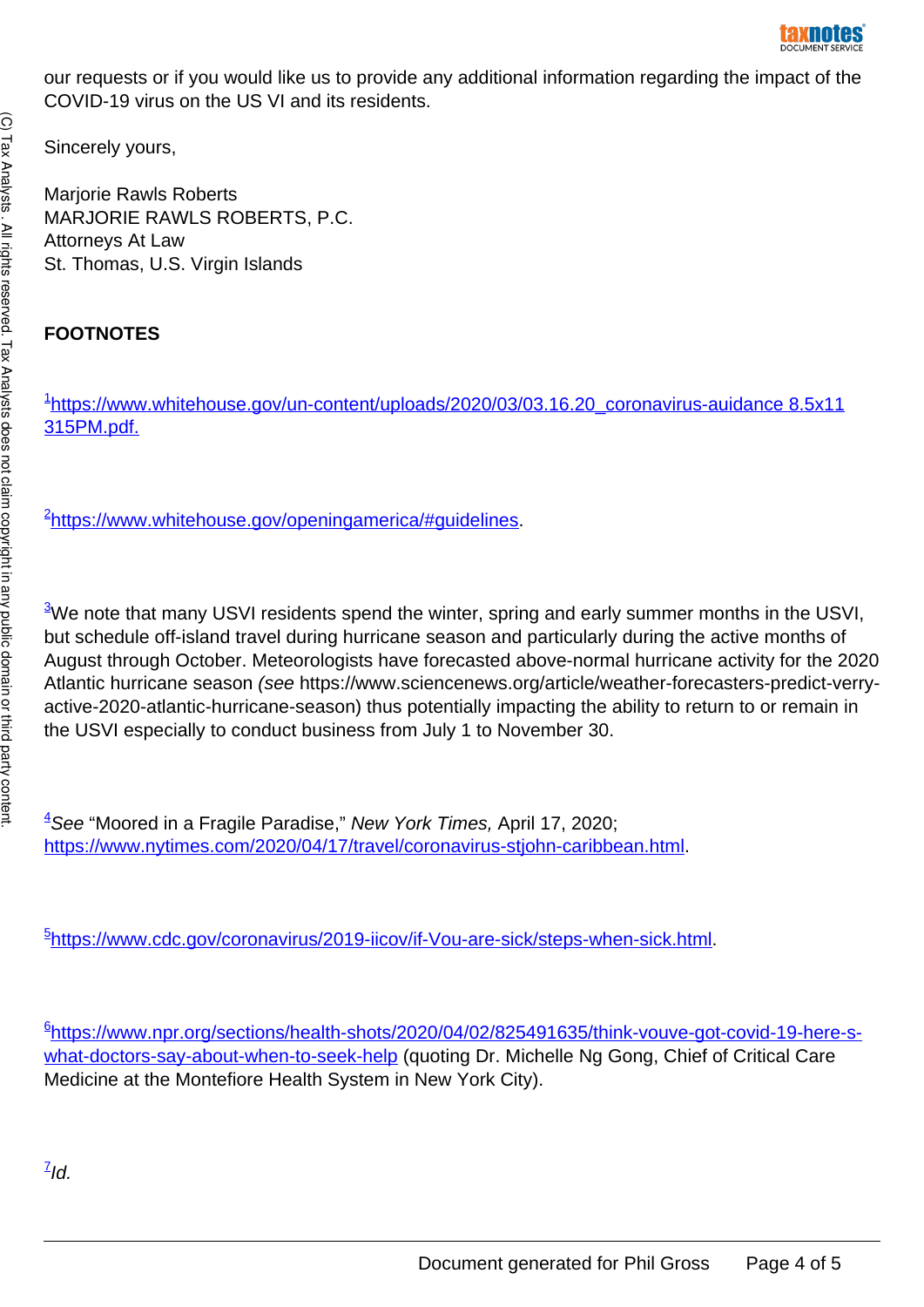our requests or if you would like us to provide any additional information regarding the impact of the COVID-19 virus on the US VI and its residents.

Sincerely yours,

Marjorie Rawls Roberts
MARJORIE RAWLS ROBERTS, P.C.
Attorneys At Law
St. Thomas, U.S. Virgin Islands

**FOOTNOTES**

[1]https://www.whitehouse.gov/un-content/uploads/2020/03/03.16.20_coronavirus-auidance 8.5x11 315PM.pdf.

[2]https://www.whitehouse.gov/openingamerica/#guidelines.

[3]We note that many USVI residents spend the winter, spring and early summer months in the USVI, but schedule off-island travel during hurricane season and particularly during the active months of August through October. Meteorologists have forecasted above-normal hurricane activity for the 2020 Atlantic hurricane season *(see* https://www.sciencenews.org/article/weather-forecasters-predict-verry-active-2020-atlantic-hurricane-season) thus potentially impacting the ability to return to or remain in the USVI especially to conduct business from July 1 to November 30.

[4]*See* “Moored in a Fragile Paradise,” *New York Times,* April 17, 2020; https://www.nytimes.com/2020/04/17/travel/coronavirus-stjohn-caribbean.html.

[5]https://www.cdc.gov/coronavirus/2019-iicov/if-Vou-are-sick/steps-when-sick.html.

[6]https://www.npr.org/sections/health-shots/2020/04/02/825491635/think-vouve-got-covid-19-here-s-what-doctors-say-about-when-to-seek-help (quoting Dr. Michelle Ng Gong, Chief of Critical Care Medicine at the Montefiore Health System in New York City).

[7]*Id.*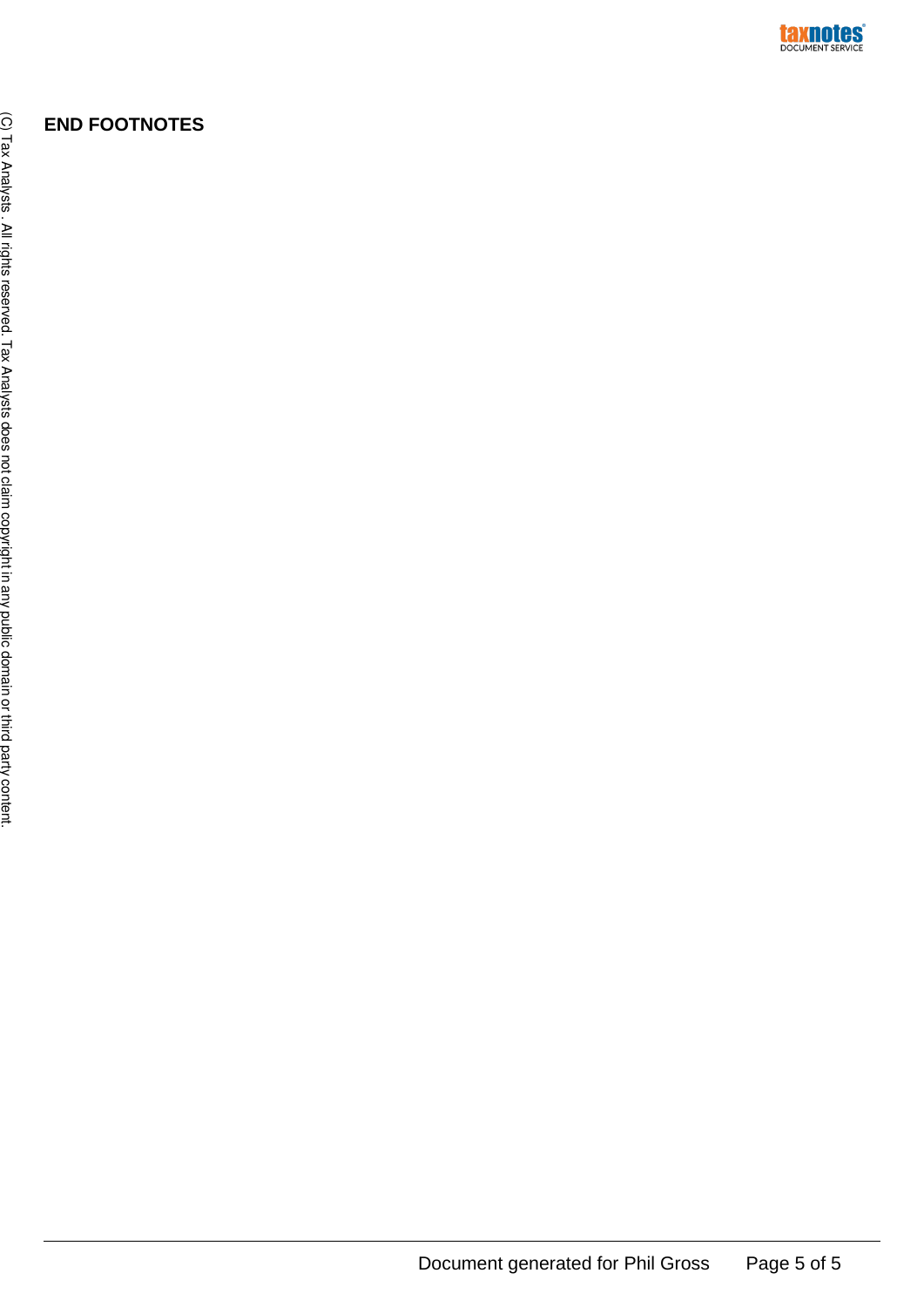**END FOOTNOTES**